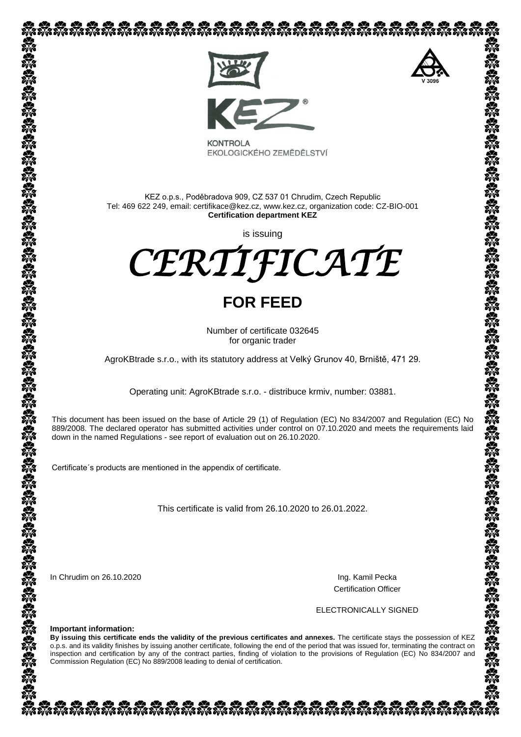KONTROLA
EKOLOGICKÉHO ZEMĚDĚLSTVÍ

V 3096

KEZ o.p.s., Poděbradova 909, CZ 537 01 Chrudim, Czech Republic
Tel: 469 622 249, email: certifikace@kez.cz, www.kez.cz, organization code: CZ-BIO-001
**Certification department KEZ**

is issuing

# *CERTIFICATE*

## FOR FEED

Number of certificate 032645
for organic trader

AgroKBtrade s.r.o., with its statutory address at Velký Grunov 40, Brniště, 471 29.

Operating unit: AgroKBtrade s.r.o. - distribuce krmiv, number: 03881.

This document has been issued on the base of Article 29 (1) of Regulation (EC) No 834/2007 and Regulation (EC) No 889/2008. The declared operator has submitted activities under control on 07.10.2020 and meets the requirements laid down in the named Regulations - see report of evaluation out on 26.10.2020.

Certificate´s products are mentioned in the appendix of certificate.

This certificate is valid from 26.10.2020 to 26.01.2022.

In Chrudim on 26.10.2020

Ing. Kamil Pecka
Certification Officer

ELECTRONICALLY SIGNED

**Important information:**
**By issuing this certificate ends the validity of the previous certificates and annexes.** The certificate stays the possession of KEZ o.p.s. and its validity finishes by issuing another certificate, following the end of the period that was issued for, terminating the contract on inspection and certification by any of the contract parties, finding of violation to the provisions of Regulation (EC) No 834/2007 and Commission Regulation (EC) No 889/2008 leading to denial of certification.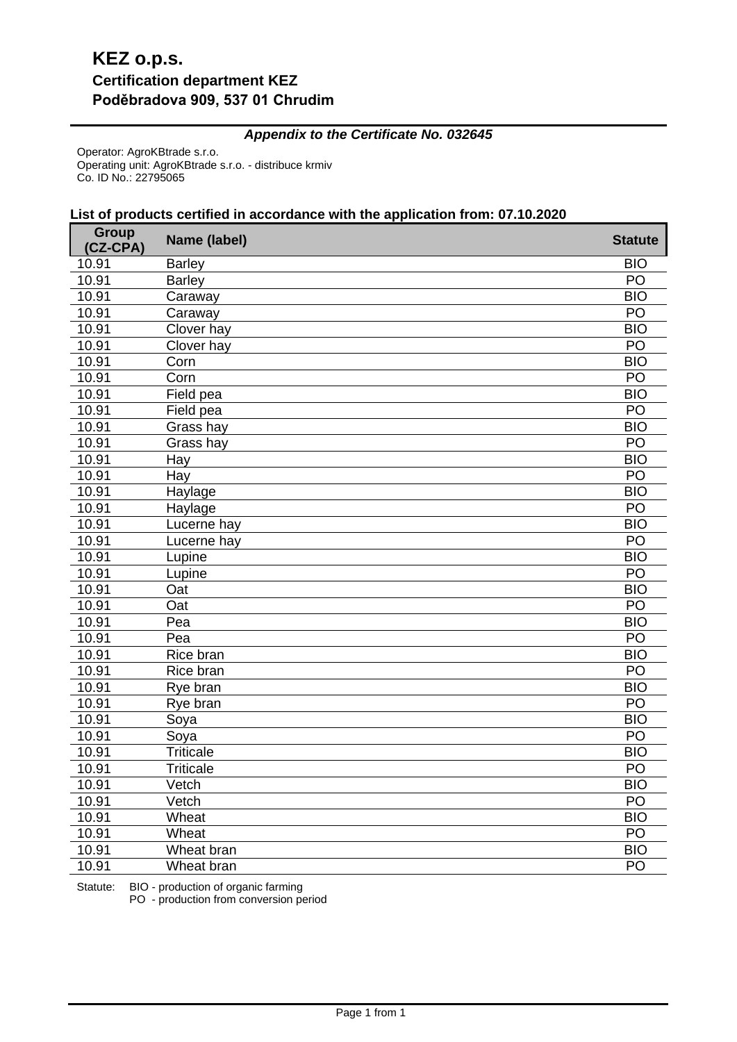# KEZ o.p.s.

## Certification department KEZ

## Poděbradova 909, 537 01 Chrudim

***Appendix to the Certificate No. 032645***

Operator: AgroKBtrade s.r.o.
Operating unit: AgroKBtrade s.r.o. - distribuce krmiv
Co. ID No.: 22795065

### List of products certified in accordance with the application from: 07.10.2020

| Group (CZ-CPA) | Name (label) | Statute |
|---|---|---|
| 10.91 | Barley | BIO |
| 10.91 | Barley | PO |
| 10.91 | Caraway | BIO |
| 10.91 | Caraway | PO |
| 10.91 | Clover hay | BIO |
| 10.91 | Clover hay | PO |
| 10.91 | Corn | BIO |
| 10.91 | Corn | PO |
| 10.91 | Field pea | BIO |
| 10.91 | Field pea | PO |
| 10.91 | Grass hay | BIO |
| 10.91 | Grass hay | PO |
| 10.91 | Hay | BIO |
| 10.91 | Hay | PO |
| 10.91 | Haylage | BIO |
| 10.91 | Haylage | PO |
| 10.91 | Lucerne hay | BIO |
| 10.91 | Lucerne hay | PO |
| 10.91 | Lupine | BIO |
| 10.91 | Lupine | PO |
| 10.91 | Oat | BIO |
| 10.91 | Oat | PO |
| 10.91 | Pea | BIO |
| 10.91 | Pea | PO |
| 10.91 | Rice bran | BIO |
| 10.91 | Rice bran | PO |
| 10.91 | Rye bran | BIO |
| 10.91 | Rye bran | PO |
| 10.91 | Soya | BIO |
| 10.91 | Soya | PO |
| 10.91 | Triticale | BIO |
| 10.91 | Triticale | PO |
| 10.91 | Vetch | BIO |
| 10.91 | Vetch | PO |
| 10.91 | Wheat | BIO |
| 10.91 | Wheat | PO |
| 10.91 | Wheat bran | BIO |
| 10.91 | Wheat bran | PO |

Statute: BIO - production of organic farming
PO - production from conversion period